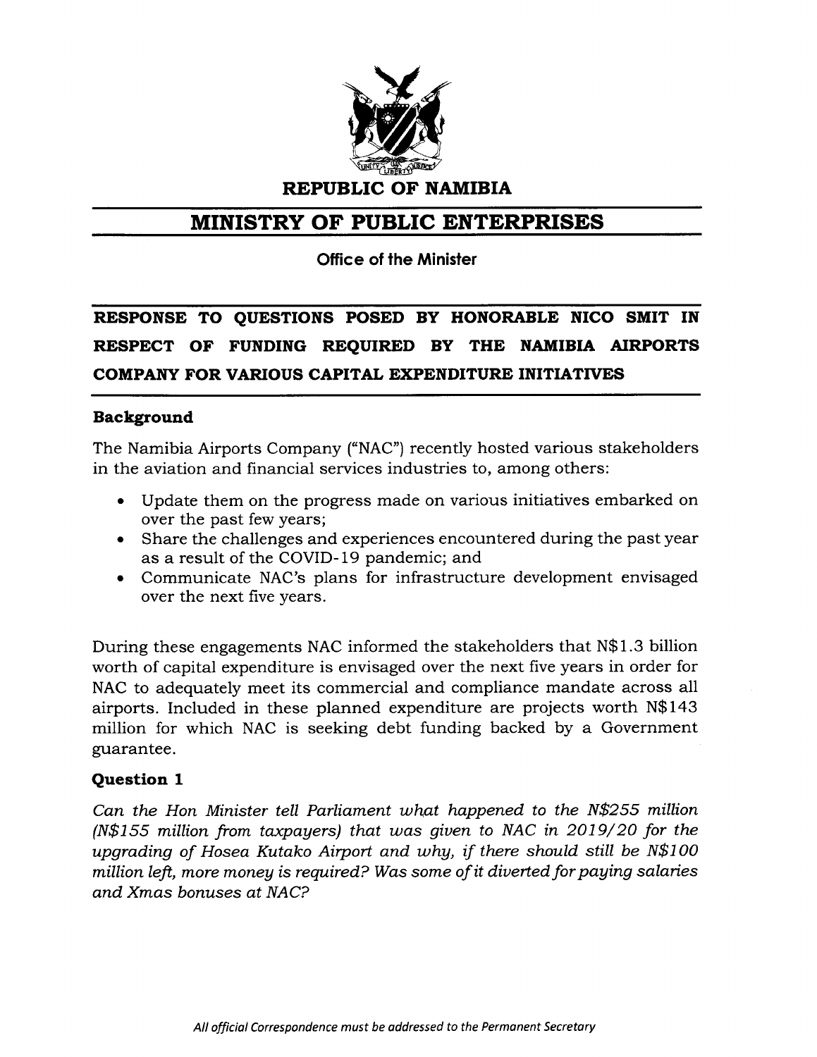# REPUBLIC OF NAMIBIA

## MINISTRY OF PUBLIC ENTERPRISES

**Office of the Minister**

## RESPONSE TO QUESTIONS POSED BY HONORABLE NICO SMIT IN RESPECT OF FUNDING REQUIRED BY THE NAMIBIA AIRPORTS COMPANY FOR VARIOUS CAPITAL EXPENDITURE INITIATIVES

### Background

The Namibia Airports Company ("NAC") recently hosted various stakeholders in the aviation and financial services industries to, among others:

- Update them on the progress made on various initiatives embarked on over the past few years;
- Share the challenges and experiences encountered during the past year as a result of the COVID-19 pandemic; and
- Communicate NAC's plans for infrastructure development envisaged over the next five years.

During these engagements NAC informed the stakeholders that N$1.3 billion worth of capital expenditure is envisaged over the next five years in order for NAC to adequately meet its commercial and compliance mandate across all airports. Included in these planned expenditure are projects worth N$143 million for which NAC is seeking debt funding backed by a Government guarantee.

### Question 1

*Can the Hon Minister tell Parliament what happened to the N$255 million (N$155 million from taxpayers) that was given to NAC in 2019/20 for the upgrading of Hosea Kutako Airport and why, if there should still be N$100 million left, more money is required? Was some of it diverted for paying salaries and Xmas bonuses at NAC?*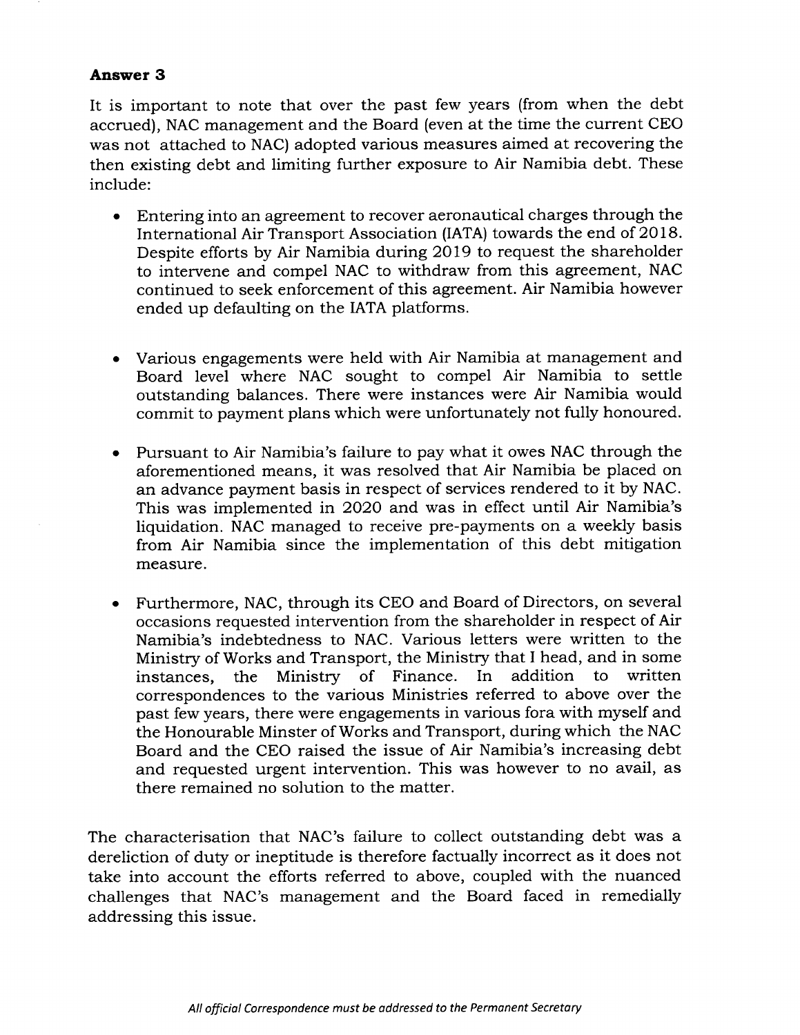**Answer 3**

It is important to note that over the past few years (from when the debt accrued), NAC management and the Board (even at the time the current CEO was not attached to NAC) adopted various measures aimed at recovering the then existing debt and limiting further exposure to Air Namibia debt. These include:

- Entering into an agreement to recover aeronautical charges through the International Air Transport Association (IATA) towards the end of 2018. Despite efforts by Air Namibia during 2019 to request the shareholder to intervene and compel NAC to withdraw from this agreement, NAC continued to seek enforcement of this agreement. Air Namibia however ended up defaulting on the IATA platforms.

- Various engagements were held with Air Namibia at management and Board level where NAC sought to compel Air Namibia to settle outstanding balances. There were instances were Air Namibia would commit to payment plans which were unfortunately not fully honoured.

- Pursuant to Air Namibia's failure to pay what it owes NAC through the aforementioned means, it was resolved that Air Namibia be placed on an advance payment basis in respect of services rendered to it by NAC. This was implemented in 2020 and was in effect until Air Namibia's liquidation. NAC managed to receive pre-payments on a weekly basis from Air Namibia since the implementation of this debt mitigation measure.

- Furthermore, NAC, through its CEO and Board of Directors, on several occasions requested intervention from the shareholder in respect of Air Namibia's indebtedness to NAC. Various letters were written to the Ministry of Works and Transport, the Ministry that I head, and in some instances, the Ministry of Finance. In addition to written correspondences to the various Ministries referred to above over the past few years, there were engagements in various fora with myself and the Honourable Minster of Works and Transport, during which the NAC Board and the CEO raised the issue of Air Namibia's increasing debt and requested urgent intervention. This was however to no avail, as there remained no solution to the matter.

The characterisation that NAC's failure to collect outstanding debt was a dereliction of duty or ineptitude is therefore factually incorrect as it does not take into account the efforts referred to above, coupled with the nuanced challenges that NAC's management and the Board faced in remedially addressing this issue.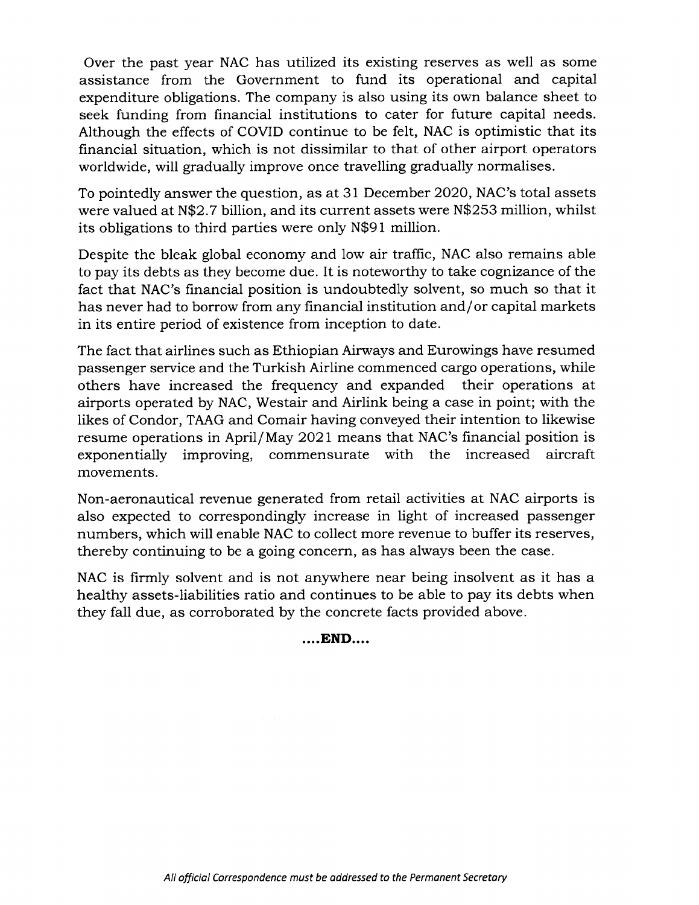Over the past year NAC has utilized its existing reserves as well as some assistance from the Government to fund its operational and capital expenditure obligations. The company is also using its own balance sheet to seek funding from financial institutions to cater for future capital needs. Although the effects of COVID continue to be felt, NAC is optimistic that its financial situation, which is not dissimilar to that of other airport operators worldwide, will gradually improve once travelling gradually normalises.

To pointedly answer the question, as at 31 December 2020, NAC's total assets were valued at N$2.7 billion, and its current assets were N$253 million, whilst its obligations to third parties were only N$91 million.

Despite the bleak global economy and low air traffic, NAC also remains able to pay its debts as they become due. It is noteworthy to take cognizance of the fact that NAC's financial position is undoubtedly solvent, so much so that it has never had to borrow from any financial institution and/or capital markets in its entire period of existence from inception to date.

The fact that airlines such as Ethiopian Airways and Eurowings have resumed passenger service and the Turkish Airline commenced cargo operations, while others have increased the frequency and expanded their operations at airports operated by NAC, Westair and Airlink being a case in point; with the likes of Condor, TAAG and Comair having conveyed their intention to likewise resume operations in April/May 2021 means that NAC's financial position is exponentially improving, commensurate with the increased aircraft movements.

Non-aeronautical revenue generated from retail activities at NAC airports is also expected to correspondingly increase in light of increased passenger numbers, which will enable NAC to collect more revenue to buffer its reserves, thereby continuing to be a going concern, as has always been the case.

NAC is firmly solvent and is not anywhere near being insolvent as it has a healthy assets-liabilities ratio and continues to be able to pay its debts when they fall due, as corroborated by the concrete facts provided above.

**....END....**

*All official Correspondence must be addressed to the Permanent Secretary*